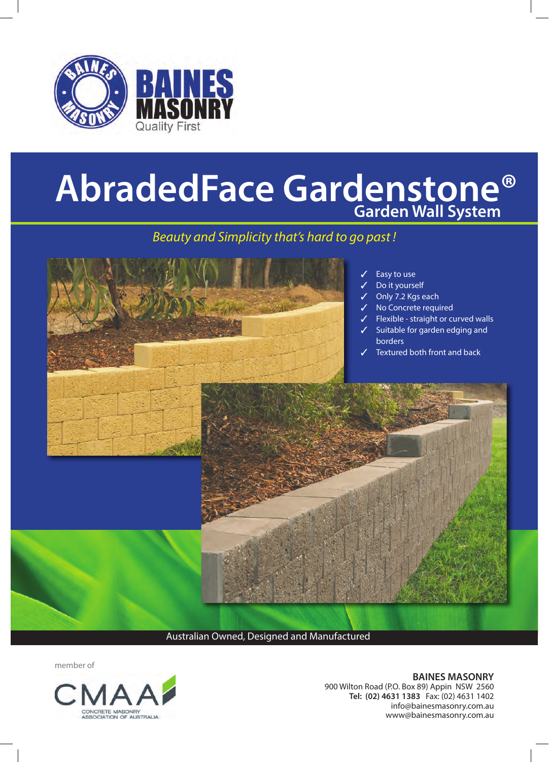BAINES MASONRY
Quality First

# AbradedFace Gardenstone®

## Garden Wall System

*Beauty and Simplicity that's hard to go past !*

- ✓ Easy to use
- ✓ Do it yourself
- ✓ Only 7.2 Kgs each
- ✓ No Concrete required
- ✓ Flexible - straight or curved walls
- ✓ Suitable for garden edging and borders
- ✓ Textured both front and back

Australian Owned, Designed and Manufactured

member of

CMAA
CONCRETE MASONRY ASSOCIATION OF AUSTRALIA

**BAINES MASONRY**
900 Wilton Road (P.O. Box 89) Appin NSW 2560
**Tel: (02) 4631 1383** Fax: (02) 4631 1402
info@bainesmasonry.com.au
www@bainesmasonry.com.au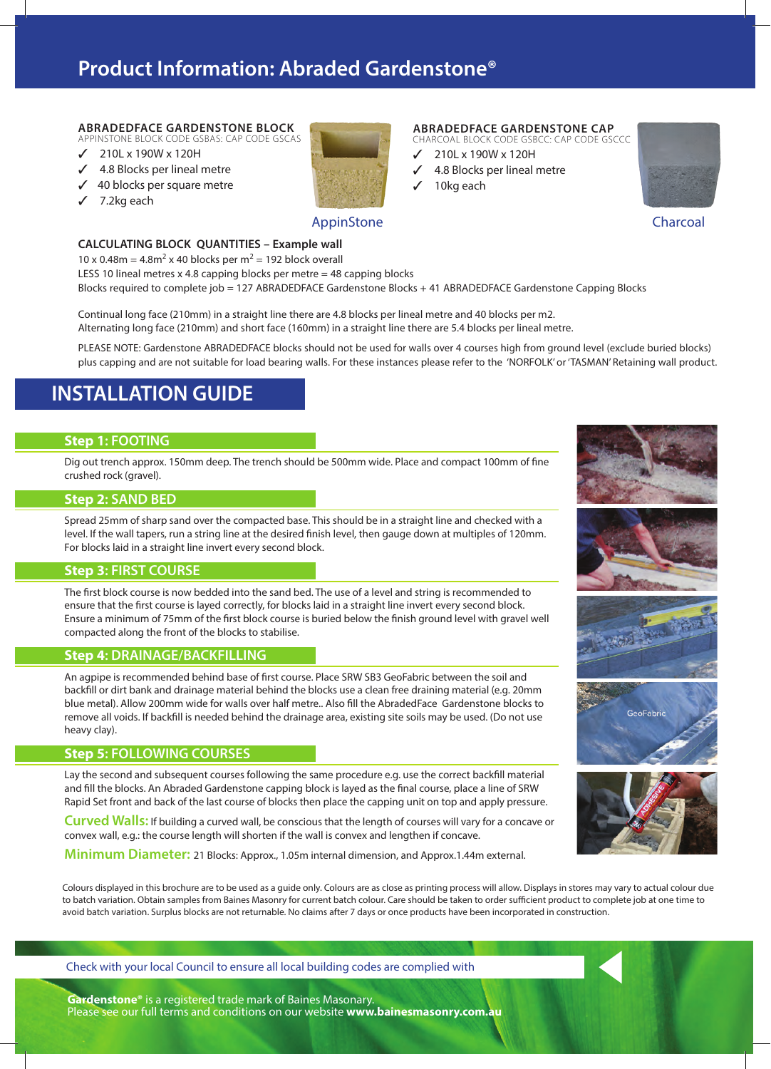# Product Information: Abraded Gardenstone®

**ABRADEDFACE GARDENSTONE BLOCK**
APPINSTONE BLOCK CODE GSBAS: CAP CODE GSCAS

- ✓ 210L x 190W x 120H
- ✓ 4.8 Blocks per lineal metre
- ✓ 40 blocks per square metre
- ✓ 7.2kg each

AppinStone

**ABRADEDFACE GARDENSTONE CAP**
CHARCOAL BLOCK CODE GSBCC: CAP CODE GSCCC

- ✓ 210L x 190W x 120H
- ✓ 4.8 Blocks per lineal metre
- ✓ 10kg each

Charcoal

**CALCULATING BLOCK QUANTITIES – Example wall**

10 x 0.48m = 4.8m$^2$ x 40 blocks per m$^2$ = 192 block overall
LESS 10 lineal metres x 4.8 capping blocks per metre = 48 capping blocks
Blocks required to complete job = 127 ABRADEDFACE Gardenstone Blocks + 41 ABRADEDFACE Gardenstone Capping Blocks

Continual long face (210mm) in a straight line there are 4.8 blocks per lineal metre and 40 blocks per m2.
Alternating long face (210mm) and short face (160mm) in a straight line there are 5.4 blocks per lineal metre.

PLEASE NOTE: Gardenstone ABRADEDFACE blocks should not be used for walls over 4 courses high from ground level (exclude buried blocks) plus capping and are not suitable for load bearing walls. For these instances please refer to the 'NORFOLK' or 'TASMAN' Retaining wall product.

## INSTALLATION GUIDE

### Step 1: FOOTING

Dig out trench approx. 150mm deep. The trench should be 500mm wide. Place and compact 100mm of fine crushed rock (gravel).

### Step 2: SAND BED

Spread 25mm of sharp sand over the compacted base. This should be in a straight line and checked with a level. If the wall tapers, run a string line at the desired finish level, then gauge down at multiples of 120mm. For blocks laid in a straight line invert every second block.

### Step 3: FIRST COURSE

The first block course is now bedded into the sand bed. The use of a level and string is recommended to ensure that the first course is layed correctly, for blocks laid in a straight line invert every second block. Ensure a minimum of 75mm of the first block course is buried below the finish ground level with gravel well compacted along the front of the blocks to stabilise.

### Step 4: DRAINAGE/BACKFILLING

An agpipe is recommended behind base of first course. Place SRW SB3 GeoFabric between the soil and backfill or dirt bank and drainage material behind the blocks use a clean free draining material (e.g. 20mm blue metal). Allow 200mm wide for walls over half metre.. Also fill the AbradedFace Gardenstone blocks to remove all voids. If backfill is needed behind the drainage area, existing site soils may be used. (Do not use heavy clay).

### Step 5: FOLLOWING COURSES

Lay the second and subsequent courses following the same procedure e.g. use the correct backfill material and fill the blocks. An Abraded Gardenstone capping block is layed as the final course, place a line of SRW Rapid Set front and back of the last course of blocks then place the capping unit on top and apply pressure.

**Curved Walls:** If building a curved wall, be conscious that the length of courses will vary for a concave or convex wall, e.g.: the course length will shorten if the wall is convex and lengthen if concave.

**Minimum Diameter:** 21 Blocks: Approx., 1.05m internal dimension, and Approx.1.44m external.

Colours displayed in this brochure are to be used as a guide only. Colours are as close as printing process will allow. Displays in stores may vary to actual colour due to batch variation. Obtain samples from Baines Masonry for current batch colour. Care should be taken to order sufficient product to complete job at one time to avoid batch variation. Surplus blocks are not returnable. No claims after 7 days or once products have been incorporated in construction.

Check with your local Council to ensure all local building codes are complied with

**Gardenstone®** is a registered trade mark of Baines Masonary.
Please see our full terms and conditions on our website **www.bainesmasonry.com.au**